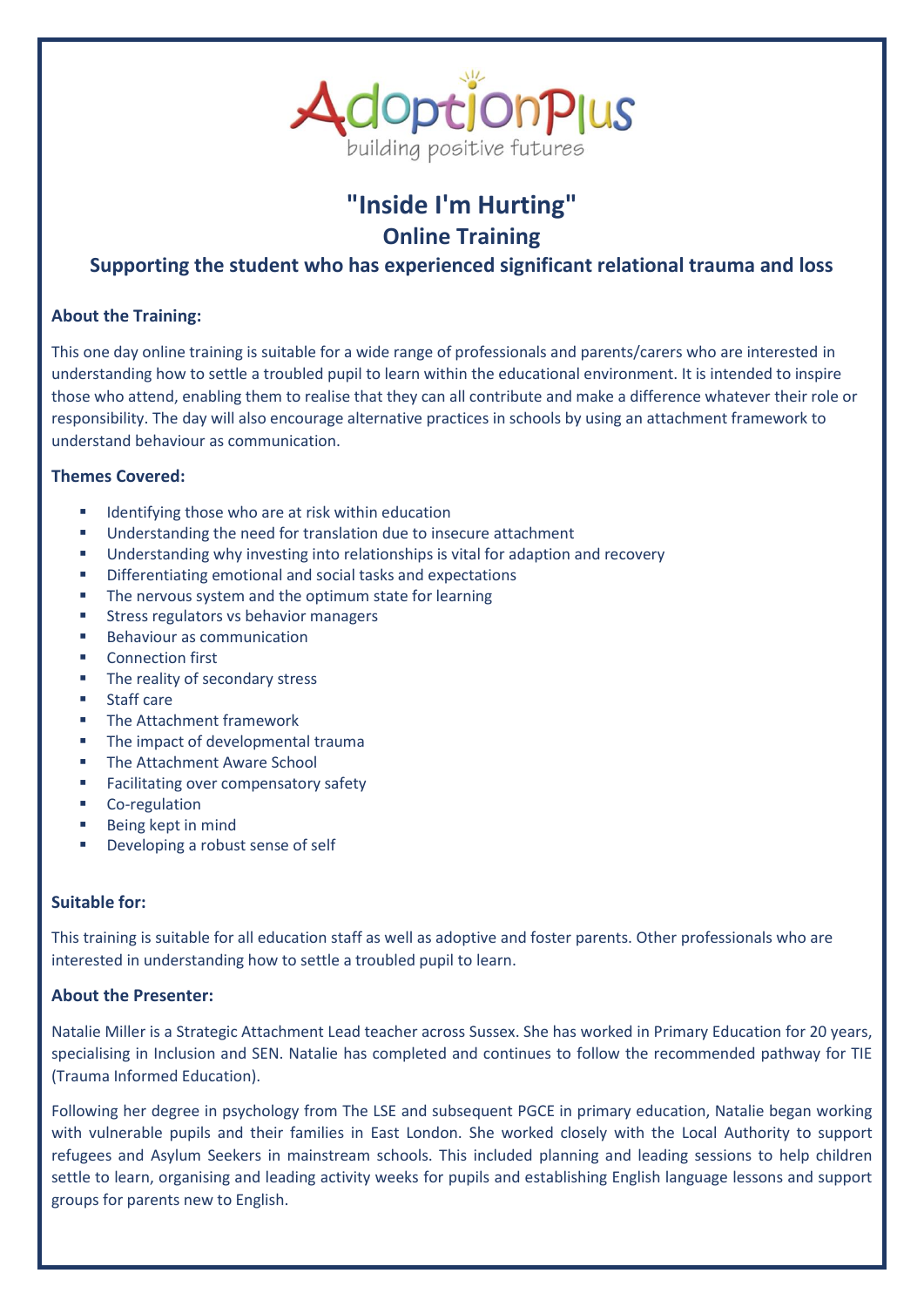AdoptionPlus

building positive futures

# "Inside I'm Hurting"

## Online Training

### Supporting the student who has experienced significant relational trauma and loss

**About the Training:**

This one day online training is suitable for a wide range of professionals and parents/carers who are interested in understanding how to settle a troubled pupil to learn within the educational environment. It is intended to inspire those who attend, enabling them to realise that they can all contribute and make a difference whatever their role or responsibility. The day will also encourage alternative practices in schools by using an attachment framework to understand behaviour as communication.

**Themes Covered:**

- Identifying those who are at risk within education
- Understanding the need for translation due to insecure attachment
- Understanding why investing into relationships is vital for adaption and recovery
- Differentiating emotional and social tasks and expectations
- The nervous system and the optimum state for learning
- Stress regulators vs behavior managers
- Behaviour as communication
- Connection first
- The reality of secondary stress
- Staff care
- The Attachment framework
- The impact of developmental trauma
- The Attachment Aware School
- Facilitating over compensatory safety
- Co-regulation
- Being kept in mind
- Developing a robust sense of self

**Suitable for:**

This training is suitable for all education staff as well as adoptive and foster parents. Other professionals who are interested in understanding how to settle a troubled pupil to learn.

**About the Presenter:**

Natalie Miller is a Strategic Attachment Lead teacher across Sussex. She has worked in Primary Education for 20 years, specialising in Inclusion and SEN. Natalie has completed and continues to follow the recommended pathway for TIE (Trauma Informed Education).

Following her degree in psychology from The LSE and subsequent PGCE in primary education, Natalie began working with vulnerable pupils and their families in East London. She worked closely with the Local Authority to support refugees and Asylum Seekers in mainstream schools. This included planning and leading sessions to help children settle to learn, organising and leading activity weeks for pupils and establishing English language lessons and support groups for parents new to English.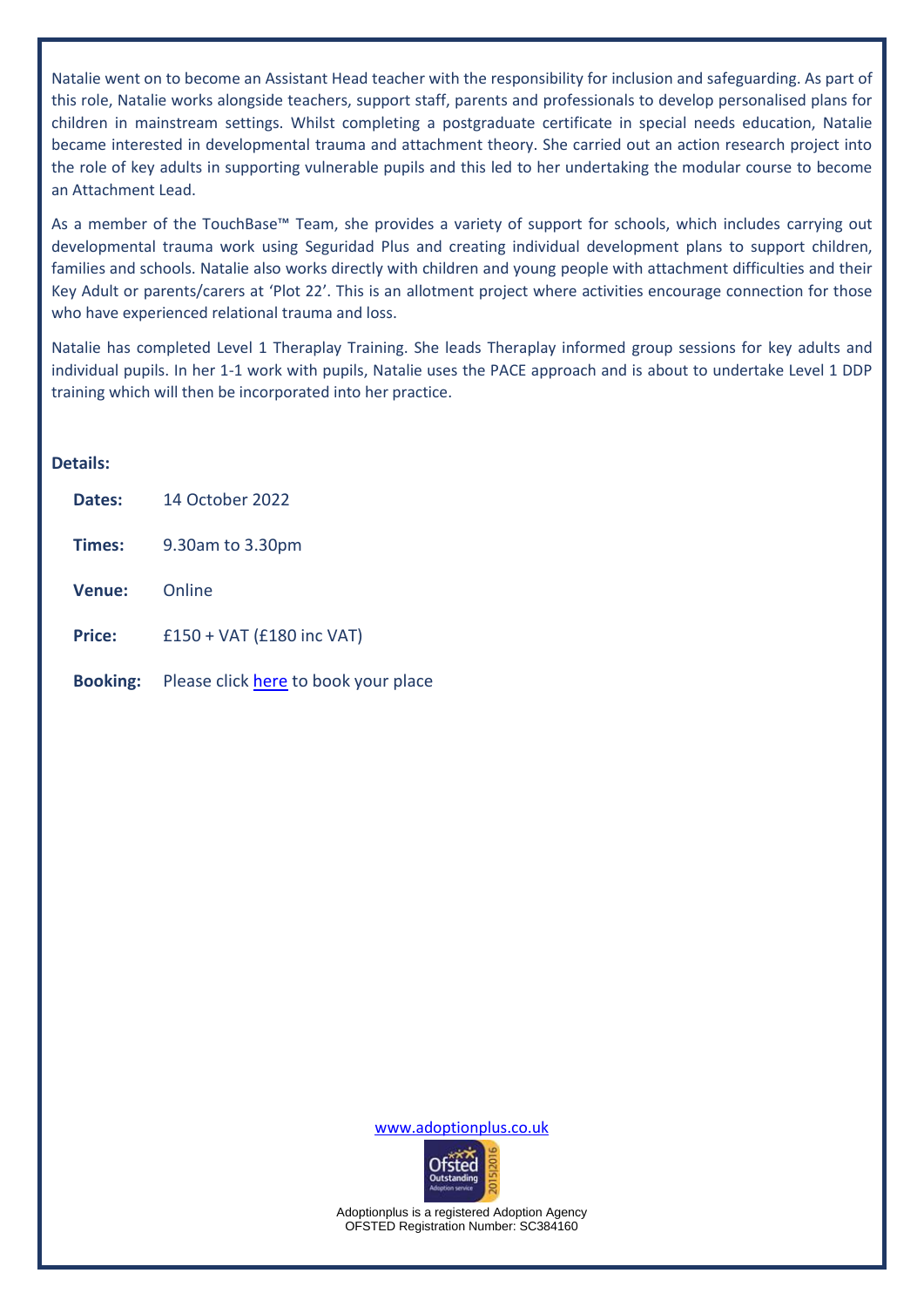Natalie went on to become an Assistant Head teacher with the responsibility for inclusion and safeguarding. As part of this role, Natalie works alongside teachers, support staff, parents and professionals to develop personalised plans for children in mainstream settings. Whilst completing a postgraduate certificate in special needs education, Natalie became interested in developmental trauma and attachment theory. She carried out an action research project into the role of key adults in supporting vulnerable pupils and this led to her undertaking the modular course to become an Attachment Lead.

As a member of the TouchBase™ Team, she provides a variety of support for schools, which includes carrying out developmental trauma work using Seguridad Plus and creating individual development plans to support children, families and schools. Natalie also works directly with children and young people with attachment difficulties and their Key Adult or parents/carers at 'Plot 22'. This is an allotment project where activities encourage connection for those who have experienced relational trauma and loss.

Natalie has completed Level 1 Theraplay Training. She leads Theraplay informed group sessions for key adults and individual pupils. In her 1-1 work with pupils, Natalie uses the PACE approach and is about to undertake Level 1 DDP training which will then be incorporated into her practice.

**Details:**

| | |
|---|---|
| **Dates:** | 14 October 2022 |
| **Times:** | 9.30am to 3.30pm |
| **Venue:** | Online |
| **Price:** | £150 + VAT (£180 inc VAT) |
| **Booking:** | Please click here to book your place |

www.adoptionplus.co.uk

Ofsted Outstanding Adoption service 2015|2016

Adoptionplus is a registered Adoption Agency
OFSTED Registration Number: SC384160